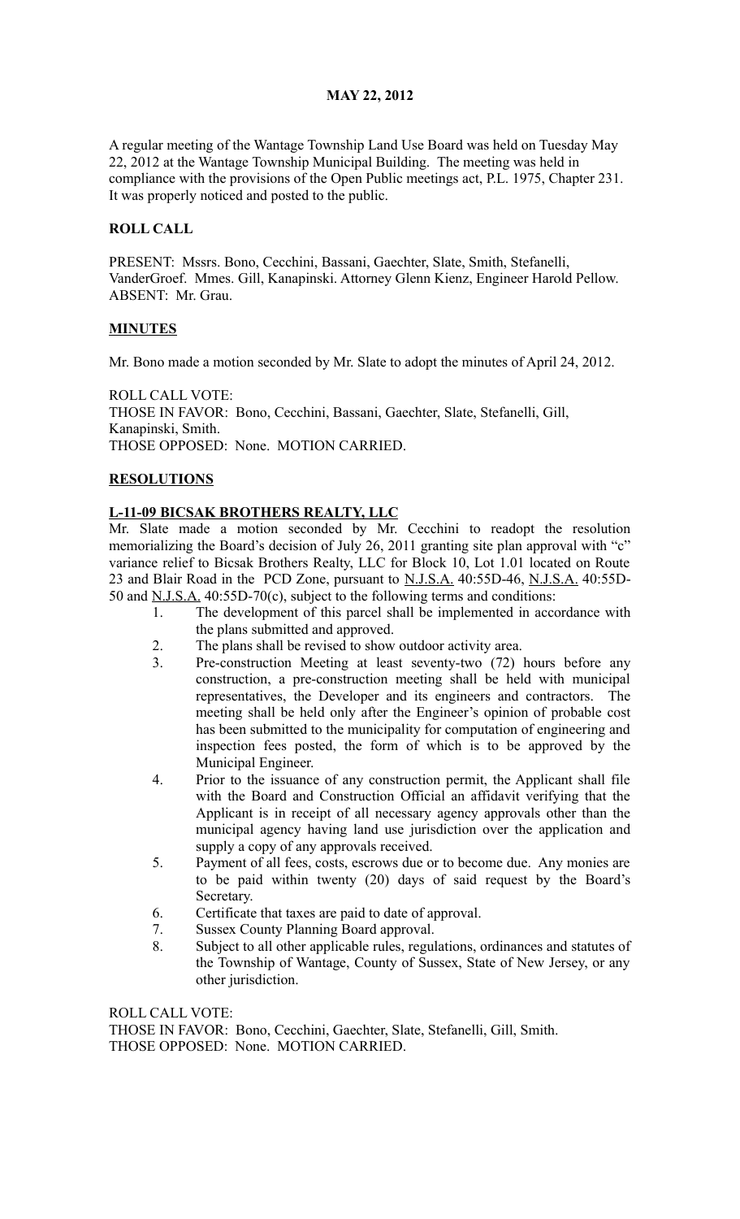# MAY 22, 2012

A regular meeting of the Wantage Township Land Use Board was held on Tuesday May 22, 2012 at the Wantage Township Municipal Building. The meeting was held in compliance with the provisions of the Open Public meetings act, P.L. 1975, Chapter 231. It was properly noticed and posted to the public.

## ROLL CALL

PRESENT: Mssrs. Bono, Cecchini, Bassani, Gaechter, Slate, Smith, Stefanelli, VanderGroef. Mmes. Gill, Kanapinski. Attorney Glenn Kienz, Engineer Harold Pellow.
ABSENT: Mr. Grau.

## MINUTES

Mr. Bono made a motion seconded by Mr. Slate to adopt the minutes of April 24, 2012.

ROLL CALL VOTE:
THOSE IN FAVOR: Bono, Cecchini, Bassani, Gaechter, Slate, Stefanelli, Gill, Kanapinski, Smith.
THOSE OPPOSED: None. MOTION CARRIED.

## RESOLUTIONS

### L-11-09 BICSAK BROTHERS REALTY, LLC

Mr. Slate made a motion seconded by Mr. Cecchini to readopt the resolution memorializing the Board's decision of July 26, 2011 granting site plan approval with "c" variance relief to Bicsak Brothers Realty, LLC for Block 10, Lot 1.01 located on Route 23 and Blair Road in the PCD Zone, pursuant to N.J.S.A. 40:55D-46, N.J.S.A. 40:55D-50 and N.J.S.A. 40:55D-70(c), subject to the following terms and conditions:

1. The development of this parcel shall be implemented in accordance with the plans submitted and approved.
2. The plans shall be revised to show outdoor activity area.
3. Pre-construction Meeting at least seventy-two (72) hours before any construction, a pre-construction meeting shall be held with municipal representatives, the Developer and its engineers and contractors. The meeting shall be held only after the Engineer's opinion of probable cost has been submitted to the municipality for computation of engineering and inspection fees posted, the form of which is to be approved by the Municipal Engineer.
4. Prior to the issuance of any construction permit, the Applicant shall file with the Board and Construction Official an affidavit verifying that the Applicant is in receipt of all necessary agency approvals other than the municipal agency having land use jurisdiction over the application and supply a copy of any approvals received.
5. Payment of all fees, costs, escrows due or to become due. Any monies are to be paid within twenty (20) days of said request by the Board's Secretary.
6. Certificate that taxes are paid to date of approval.
7. Sussex County Planning Board approval.
8. Subject to all other applicable rules, regulations, ordinances and statutes of the Township of Wantage, County of Sussex, State of New Jersey, or any other jurisdiction.

ROLL CALL VOTE:
THOSE IN FAVOR: Bono, Cecchini, Gaechter, Slate, Stefanelli, Gill, Smith.
THOSE OPPOSED: None. MOTION CARRIED.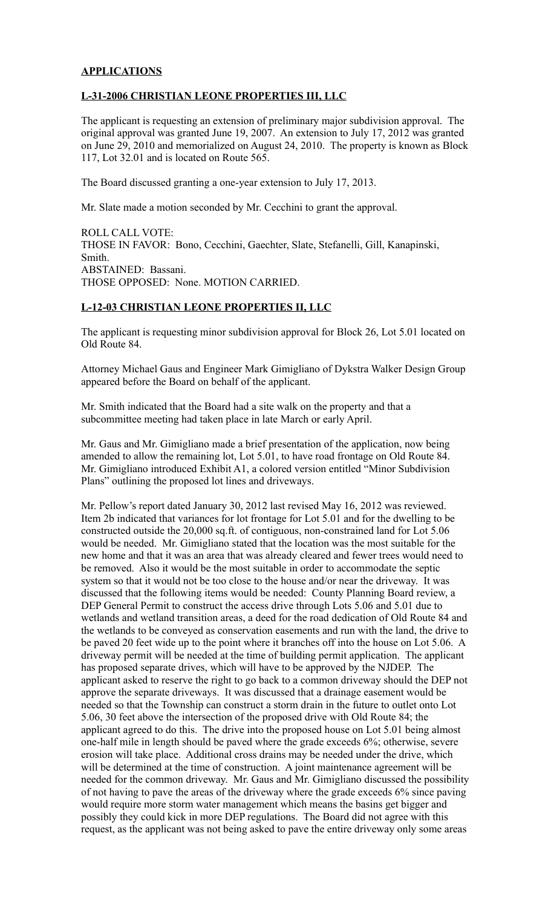## APPLICATIONS

### L-31-2006 CHRISTIAN LEONE PROPERTIES III, LLC

The applicant is requesting an extension of preliminary major subdivision approval. The original approval was granted June 19, 2007. An extension to July 17, 2012 was granted on June 29, 2010 and memorialized on August 24, 2010. The property is known as Block 117, Lot 32.01 and is located on Route 565.

The Board discussed granting a one-year extension to July 17, 2013.

Mr. Slate made a motion seconded by Mr. Cecchini to grant the approval.

ROLL CALL VOTE:
THOSE IN FAVOR: Bono, Cecchini, Gaechter, Slate, Stefanelli, Gill, Kanapinski, Smith.
ABSTAINED: Bassani.
THOSE OPPOSED: None. MOTION CARRIED.

### L-12-03 CHRISTIAN LEONE PROPERTIES II, LLC

The applicant is requesting minor subdivision approval for Block 26, Lot 5.01 located on Old Route 84.

Attorney Michael Gaus and Engineer Mark Gimigliano of Dykstra Walker Design Group appeared before the Board on behalf of the applicant.

Mr. Smith indicated that the Board had a site walk on the property and that a subcommittee meeting had taken place in late March or early April.

Mr. Gaus and Mr. Gimigliano made a brief presentation of the application, now being amended to allow the remaining lot, Lot 5.01, to have road frontage on Old Route 84. Mr. Gimigliano introduced Exhibit A1, a colored version entitled "Minor Subdivision Plans" outlining the proposed lot lines and driveways.

Mr. Pellow's report dated January 30, 2012 last revised May 16, 2012 was reviewed. Item 2b indicated that variances for lot frontage for Lot 5.01 and for the dwelling to be constructed outside the 20,000 sq.ft. of contiguous, non-constrained land for Lot 5.06 would be needed. Mr. Gimigliano stated that the location was the most suitable for the new home and that it was an area that was already cleared and fewer trees would need to be removed. Also it would be the most suitable in order to accommodate the septic system so that it would not be too close to the house and/or near the driveway. It was discussed that the following items would be needed: County Planning Board review, a DEP General Permit to construct the access drive through Lots 5.06 and 5.01 due to wetlands and wetland transition areas, a deed for the road dedication of Old Route 84 and the wetlands to be conveyed as conservation easements and run with the land, the drive to be paved 20 feet wide up to the point where it branches off into the house on Lot 5.06. A driveway permit will be needed at the time of building permit application. The applicant has proposed separate drives, which will have to be approved by the NJDEP. The applicant asked to reserve the right to go back to a common driveway should the DEP not approve the separate driveways. It was discussed that a drainage easement would be needed so that the Township can construct a storm drain in the future to outlet onto Lot 5.06, 30 feet above the intersection of the proposed drive with Old Route 84; the applicant agreed to do this. The drive into the proposed house on Lot 5.01 being almost one-half mile in length should be paved where the grade exceeds 6%; otherwise, severe erosion will take place. Additional cross drains may be needed under the drive, which will be determined at the time of construction. A joint maintenance agreement will be needed for the common driveway. Mr. Gaus and Mr. Gimigliano discussed the possibility of not having to pave the areas of the driveway where the grade exceeds 6% since paving would require more storm water management which means the basins get bigger and possibly they could kick in more DEP regulations. The Board did not agree with this request, as the applicant was not being asked to pave the entire driveway only some areas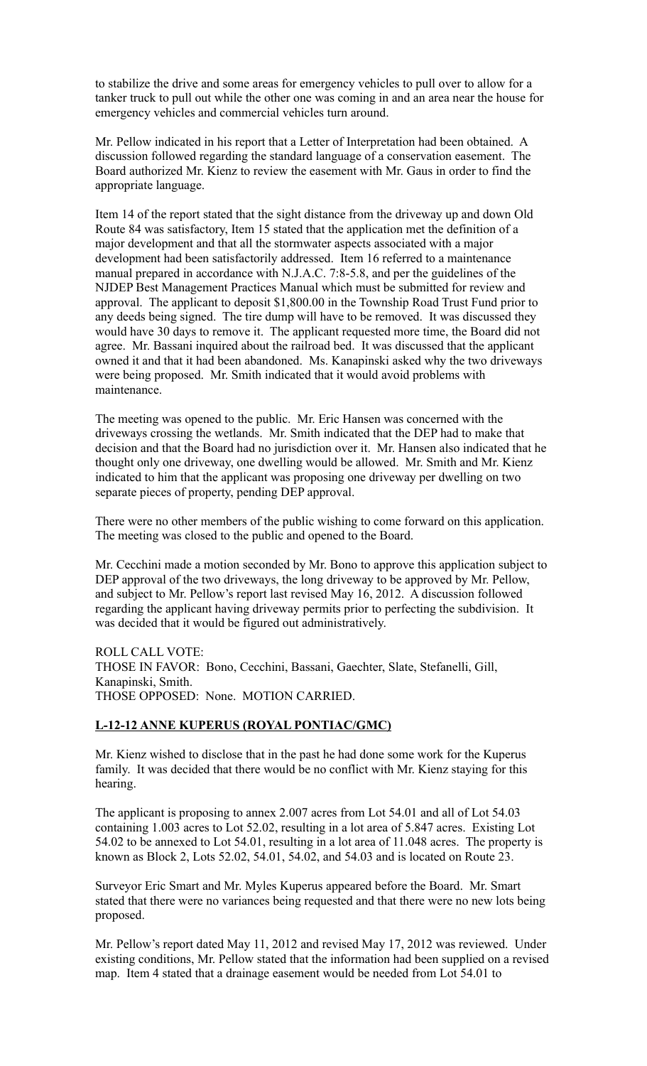to stabilize the drive and some areas for emergency vehicles to pull over to allow for a tanker truck to pull out while the other one was coming in and an area near the house for emergency vehicles and commercial vehicles turn around.

Mr. Pellow indicated in his report that a Letter of Interpretation had been obtained. A discussion followed regarding the standard language of a conservation easement. The Board authorized Mr. Kienz to review the easement with Mr. Gaus in order to find the appropriate language.

Item 14 of the report stated that the sight distance from the driveway up and down Old Route 84 was satisfactory, Item 15 stated that the application met the definition of a major development and that all the stormwater aspects associated with a major development had been satisfactorily addressed. Item 16 referred to a maintenance manual prepared in accordance with N.J.A.C. 7:8-5.8, and per the guidelines of the NJDEP Best Management Practices Manual which must be submitted for review and approval. The applicant to deposit $1,800.00 in the Township Road Trust Fund prior to any deeds being signed. The tire dump will have to be removed. It was discussed they would have 30 days to remove it. The applicant requested more time, the Board did not agree. Mr. Bassani inquired about the railroad bed. It was discussed that the applicant owned it and that it had been abandoned. Ms. Kanapinski asked why the two driveways were being proposed. Mr. Smith indicated that it would avoid problems with maintenance.

The meeting was opened to the public. Mr. Eric Hansen was concerned with the driveways crossing the wetlands. Mr. Smith indicated that the DEP had to make that decision and that the Board had no jurisdiction over it. Mr. Hansen also indicated that he thought only one driveway, one dwelling would be allowed. Mr. Smith and Mr. Kienz indicated to him that the applicant was proposing one driveway per dwelling on two separate pieces of property, pending DEP approval.

There were no other members of the public wishing to come forward on this application. The meeting was closed to the public and opened to the Board.

Mr. Cecchini made a motion seconded by Mr. Bono to approve this application subject to DEP approval of the two driveways, the long driveway to be approved by Mr. Pellow, and subject to Mr. Pellow's report last revised May 16, 2012. A discussion followed regarding the applicant having driveway permits prior to perfecting the subdivision. It was decided that it would be figured out administratively.

ROLL CALL VOTE:
THOSE IN FAVOR: Bono, Cecchini, Bassani, Gaechter, Slate, Stefanelli, Gill, Kanapinski, Smith.
THOSE OPPOSED: None. MOTION CARRIED.

**L-12-12 ANNE KUPERUS (ROYAL PONTIAC/GMC)**

Mr. Kienz wished to disclose that in the past he had done some work for the Kuperus family. It was decided that there would be no conflict with Mr. Kienz staying for this hearing.

The applicant is proposing to annex 2.007 acres from Lot 54.01 and all of Lot 54.03 containing 1.003 acres to Lot 52.02, resulting in a lot area of 5.847 acres. Existing Lot 54.02 to be annexed to Lot 54.01, resulting in a lot area of 11.048 acres. The property is known as Block 2, Lots 52.02, 54.01, 54.02, and 54.03 and is located on Route 23.

Surveyor Eric Smart and Mr. Myles Kuperus appeared before the Board. Mr. Smart stated that there were no variances being requested and that there were no new lots being proposed.

Mr. Pellow's report dated May 11, 2012 and revised May 17, 2012 was reviewed. Under existing conditions, Mr. Pellow stated that the information had been supplied on a revised map. Item 4 stated that a drainage easement would be needed from Lot 54.01 to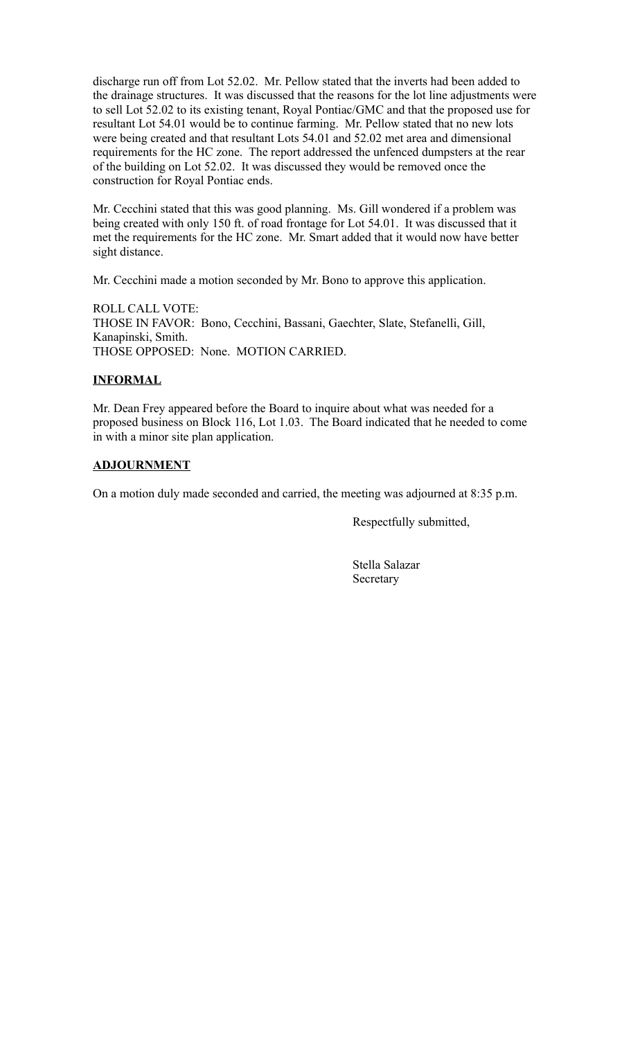discharge run off from Lot 52.02. Mr. Pellow stated that the inverts had been added to the drainage structures. It was discussed that the reasons for the lot line adjustments were to sell Lot 52.02 to its existing tenant, Royal Pontiac/GMC and that the proposed use for resultant Lot 54.01 would be to continue farming. Mr. Pellow stated that no new lots were being created and that resultant Lots 54.01 and 52.02 met area and dimensional requirements for the HC zone. The report addressed the unfenced dumpsters at the rear of the building on Lot 52.02. It was discussed they would be removed once the construction for Royal Pontiac ends.

Mr. Cecchini stated that this was good planning. Ms. Gill wondered if a problem was being created with only 150 ft. of road frontage for Lot 54.01. It was discussed that it met the requirements for the HC zone. Mr. Smart added that it would now have better sight distance.

Mr. Cecchini made a motion seconded by Mr. Bono to approve this application.

ROLL CALL VOTE:
THOSE IN FAVOR: Bono, Cecchini, Bassani, Gaechter, Slate, Stefanelli, Gill, Kanapinski, Smith.
THOSE OPPOSED: None. MOTION CARRIED.

**INFORMAL**

Mr. Dean Frey appeared before the Board to inquire about what was needed for a proposed business on Block 116, Lot 1.03. The Board indicated that he needed to come in with a minor site plan application.

**ADJOURNMENT**

On a motion duly made seconded and carried, the meeting was adjourned at 8:35 p.m.

Respectfully submitted,

Stella Salazar
Secretary